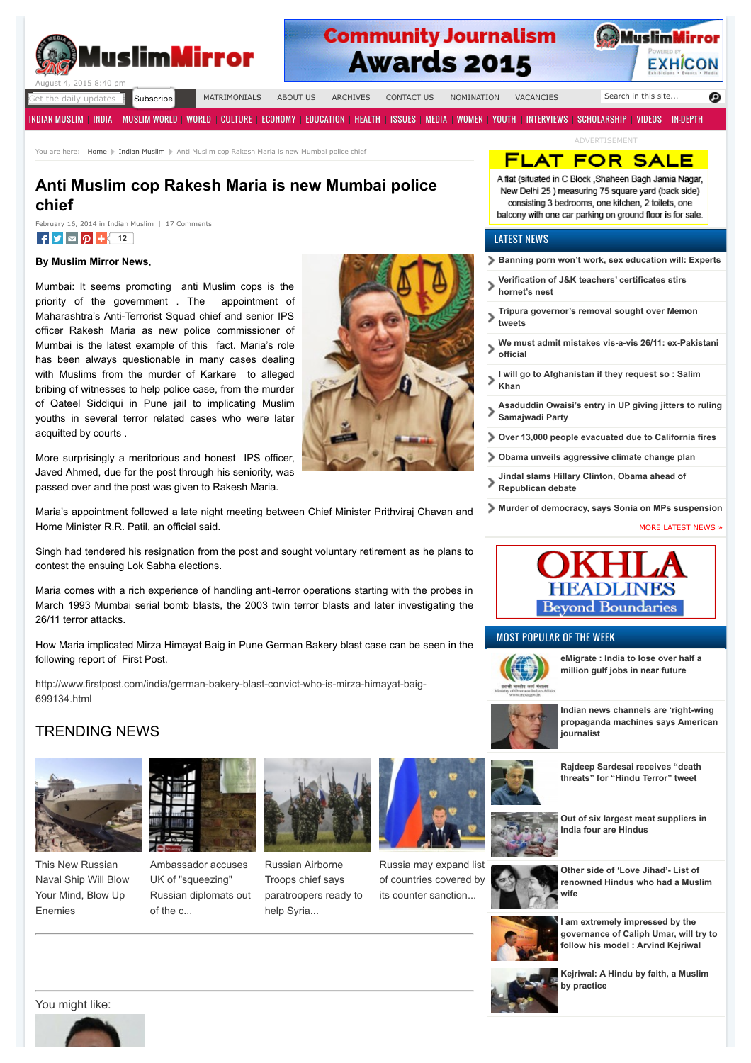August 4, 2015 8:40 pm

INDIAN MUSLIM | INDIA | MUSLIM WORLD | WORLD | CULTURE | ECONOMY | EDUCATION | HEALTH | ISSUES | MEDIA | WOMEN | YOUTH | INTERVIEWS | SCHOLARSHIP | VIDEOS | IN-DEPTH

You are here: Home ▸ Indian Muslim ▸ Anti Muslim cop Rakesh Maria is new Mumbai police chief

# Anti Muslim cop Rakesh Maria is new Mumbai police chief

February 16, 2014 in Indian Muslim | 17 Comments

**By Muslim Mirror News,**

Mumbai: It seems promoting anti Muslim cops is the priority of the government . The appointment of Maharashtra's Anti-Terrorist Squad chief and senior IPS officer Rakesh Maria as new police commissioner of Mumbai is the latest example of this fact. Maria's role has been always questionable in many cases dealing with Muslims from the murder of Karkare to alleged bribing of witnesses to help police case, from the murder of Qateel Siddiqui in Pune jail to implicating Muslim youths in several terror related cases who were later acquitted by courts .

More surprisingly a meritorious and honest IPS officer, Javed Ahmed, due for the post through his seniority, was passed over and the post was given to Rakesh Maria.

Maria's appointment followed a late night meeting between Chief Minister Prithviraj Chavan and Home Minister R.R. Patil, an official said.

Singh had tendered his resignation from the post and sought voluntary retirement as he plans to contest the ensuing Lok Sabha elections.

Maria comes with a rich experience of handling anti-terror operations starting with the probes in March 1993 Mumbai serial bomb blasts, the 2003 twin terror blasts and later investigating the 26/11 terror attacks.

How Maria implicated Mirza Himayat Baig in Pune German Bakery blast case can be seen in the following report of First Post.

http://www.firstpost.com/india/german-bakery-blast-convict-who-is-mirza-himayat-baig-699134.html

## TRENDING NEWS

- This New Russian Naval Ship Will Blow Your Mind, Blow Up Enemies
- Ambassador accuses UK of "squeezing" Russian diplomats out of the c...
- Russian Airborne Troops chief says paratroopers ready to help Syria...
- Russia may expand list of countries covered by its counter sanction...

You might like:

ADVERTISEMENT

**FLAT FOR SALE**

A flat (situated in C Block ,Shaheen Bagh Jamia Nagar, New Delhi 25 ) measuring 75 square yard (back side) consisting 3 bedrooms, one kitchen, 2 toilets, one balcony with one car parking on ground floor is for sale.

## LATEST NEWS

- Banning porn won't work, sex education will: Experts
- Verification of J&K teachers' certificates stirs hornet's nest
- Tripura governor's removal sought over Memon tweets
- We must admit mistakes vis-a-vis 26/11: ex-Pakistani official
- I will go to Afghanistan if they request so : Salim Khan
- Asaduddin Owaisi's entry in UP giving jitters to ruling Samajwadi Party
- Over 13,000 people evacuated due to California fires
- Obama unveils aggressive climate change plan
- Jindal slams Hillary Clinton, Obama ahead of Republican debate
- Murder of democracy, says Sonia on MPs suspension

MORE LATEST NEWS »

## MOST POPULAR OF THE WEEK

- eMigrate : India to lose over half a million gulf jobs in near future
- Indian news channels are 'right-wing propaganda machines says American journalist
- Rajdeep Sardesai receives "death threats" for "Hindu Terror" tweet
- Out of six largest meat suppliers in India four are Hindus
- Other side of 'Love Jihad'- List of renowned Hindus who had a Muslim wife
- I am extremely impressed by the governance of Caliph Umar, will try to follow his model : Arvind Kejriwal
- Kejriwal: A Hindu by faith, a Muslim by practice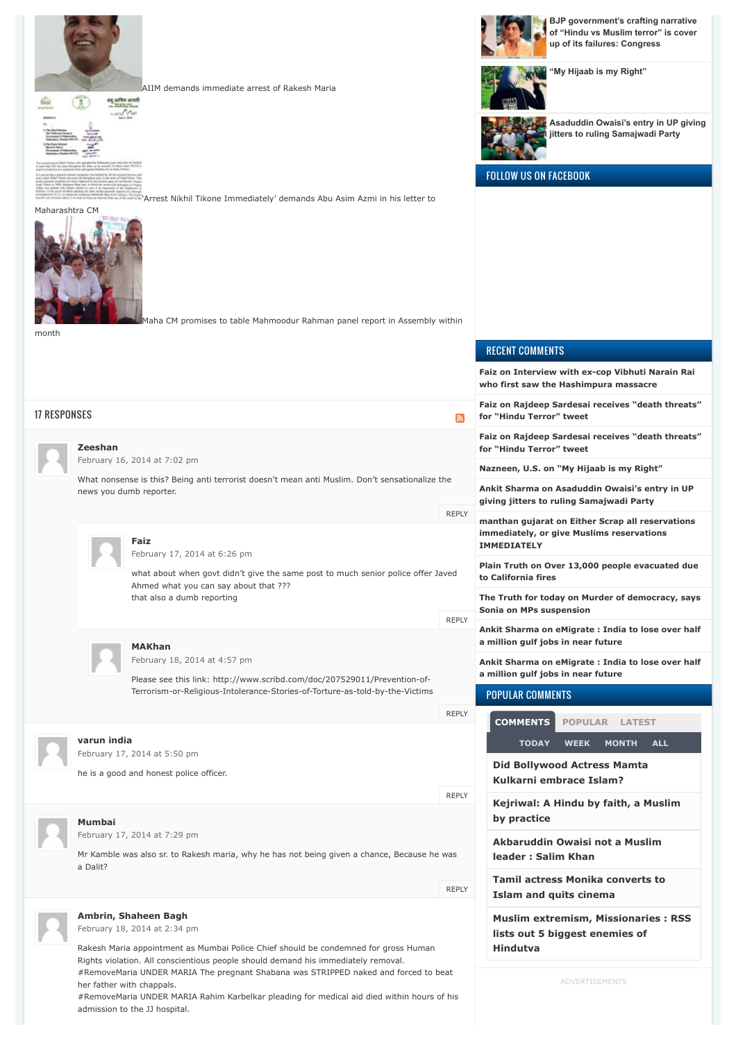AIIM demands immediate arrest of Rakesh Maria

'Arrest Nikhil Tikone Immediately' demands Abu Asim Azmi in his letter to Maharashtra CM

Maha CM promises to table Mahmoodur Rahman panel report in Assembly within month

## 17 RESPONSES

**Zeeshan**
February 16, 2014 at 7:02 pm

What nonsense is this? Being anti terrorist doesn't mean anti Muslim. Don't sensationalize the news you dumb reporter.

REPLY

**Faiz**
February 17, 2014 at 6:26 pm

what about when govt didn't give the same post to much senior police offer Javed Ahmed what you can say about that ???
that also a dumb reporting

REPLY

**MAKhan**
February 18, 2014 at 4:57 pm

Please see this link: http://www.scribd.com/doc/207529011/Prevention-of-Terrorism-or-Religious-Intolerance-Stories-of-Torture-as-told-by-the-Victims

REPLY

**varun india**
February 17, 2014 at 5:50 pm

he is a good and honest police officer.

REPLY

**Mumbai**
February 17, 2014 at 7:29 pm

Mr Kamble was also sr. to Rakesh maria, why he has not being given a chance, Because he was a Dalit?

REPLY

**Ambrin, Shaheen Bagh**
February 18, 2014 at 2:34 pm

Rakesh Maria appointment as Mumbai Police Chief should be condemned for gross Human Rights violation. All conscientious people should demand his immediately removal.
#RemoveMaria UNDER MARIA The pregnant Shabana was STRIPPED naked and forced to beat her father with chappals.
#RemoveMaria UNDER MARIA Rahim Karbelkar pleading for medical aid died within hours of his admission to the JJ hospital.

**BJP government's crafting narrative of "Hindu vs Muslim terror" is cover up of its failures: Congress**

**"My Hijaab is my Right"**

**Asaduddin Owaisi's entry in UP giving jitters to ruling Samajwadi Party**

## FOLLOW US ON FACEBOOK

## RECENT COMMENTS

**Faiz on Interview with ex-cop Vibhuti Narain Rai who first saw the Hashimpura massacre**

**Faiz on Rajdeep Sardesai receives "death threats" for "Hindu Terror" tweet**

**Faiz on Rajdeep Sardesai receives "death threats" for "Hindu Terror" tweet**

**Nazneen, U.S. on "My Hijaab is my Right"**

**Ankit Sharma on Asaduddin Owaisi's entry in UP giving jitters to ruling Samajwadi Party**

**manthan gujarat on Either Scrap all reservations immediately, or give Muslims reservations IMMEDIATELY**

**Plain Truth on Over 13,000 people evacuated due to California fires**

**The Truth for today on Murder of democracy, says Sonia on MPs suspension**

**Ankit Sharma on eMigrate : India to lose over half a million gulf jobs in near future**

**Ankit Sharma on eMigrate : India to lose over half a million gulf jobs in near future**

## POPULAR COMMENTS

COMMENTS POPULAR LATEST

TODAY WEEK MONTH ALL

**Did Bollywood Actress Mamta Kulkarni embrace Islam?**

**Kejriwal: A Hindu by faith, a Muslim by practice**

**Akbaruddin Owaisi not a Muslim leader : Salim Khan**

**Tamil actress Monika converts to Islam and quits cinema**

**Muslim extremism, Missionaries : RSS lists out 5 biggest enemies of Hindutva**

ADVERTISEMENTS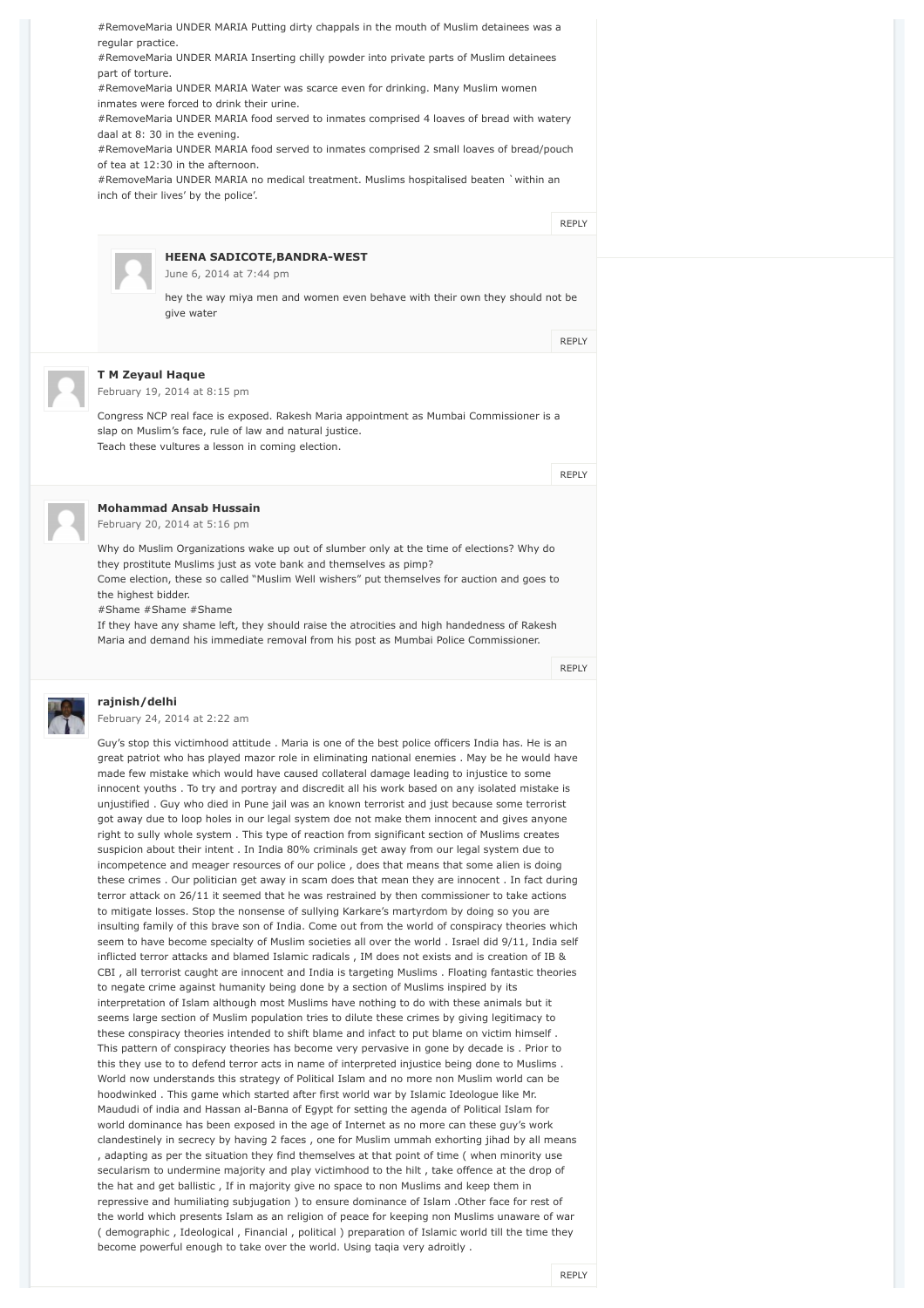#RemoveMaria UNDER MARIA Putting dirty chappals in the mouth of Muslim detainees was a regular practice.
#RemoveMaria UNDER MARIA Inserting chilly powder into private parts of Muslim detainees part of torture.
#RemoveMaria UNDER MARIA Water was scarce even for drinking. Many Muslim women inmates were forced to drink their urine.
#RemoveMaria UNDER MARIA food served to inmates comprised 4 loaves of bread with watery daal at 8: 30 in the evening.
#RemoveMaria UNDER MARIA food served to inmates comprised 2 small loaves of bread/pouch of tea at 12:30 in the afternoon.
#RemoveMaria UNDER MARIA no medical treatment. Muslims hospitalised beaten `within an inch of their lives' by the police'.

REPLY

**HEENA SADICOTE,BANDRA-WEST**
June 6, 2014 at 7:44 pm

hey the way miya men and women even behave with their own they should not be give water

REPLY

**T M Zeyaul Haque**
February 19, 2014 at 8:15 pm

Congress NCP real face is exposed. Rakesh Maria appointment as Mumbai Commissioner is a slap on Muslim's face, rule of law and natural justice.
Teach these vultures a lesson in coming election.

REPLY

**Mohammad Ansab Hussain**
February 20, 2014 at 5:16 pm

Why do Muslim Organizations wake up out of slumber only at the time of elections? Why do they prostitute Muslims just as vote bank and themselves as pimp?
Come election, these so called "Muslim Well wishers" put themselves for auction and goes to the highest bidder.
#Shame #Shame #Shame
If they have any shame left, they should raise the atrocities and high handedness of Rakesh Maria and demand his immediate removal from his post as Mumbai Police Commissioner.

REPLY

**rajnish/delhi**
February 24, 2014 at 2:22 am

Guy's stop this victimhood attitude . Maria is one of the best police officers India has. He is an great patriot who has played mazor role in eliminating national enemies . May be he would have made few mistake which would have caused collateral damage leading to injustice to some innocent youths . To try and portray and discredit all his work based on any isolated mistake is unjustified . Guy who died in Pune jail was an known terrorist and just because some terrorist got away due to loop holes in our legal system doe not make them innocent and gives anyone right to sully whole system . This type of reaction from significant section of Muslims creates suspicion about their intent . In India 80% criminals get away from our legal system due to incompetence and meager resources of our police , does that means that some alien is doing these crimes . Our politician get away in scam does that mean they are innocent . In fact during terror attack on 26/11 it seemed that he was restrained by then commissioner to take actions to mitigate losses. Stop the nonsense of sullying Karkare's martyrdom by doing so you are insulting family of this brave son of India. Come out from the world of conspiracy theories which seem to have become specialty of Muslim societies all over the world . Israel did 9/11, India self inflicted terror attacks and blamed Islamic radicals , IM does not exists and is creation of IB & CBI , all terrorist caught are innocent and India is targeting Muslims . Floating fantastic theories to negate crime against humanity being done by a section of Muslims inspired by its interpretation of Islam although most Muslims have nothing to do with these animals but it seems large section of Muslim population tries to dilute these crimes by giving legitimacy to these conspiracy theories intended to shift blame and infact to put blame on victim himself . This pattern of conspiracy theories has become very pervasive in gone by decade is . Prior to this they use to to defend terror acts in name of interpreted injustice being done to Muslims . World now understands this strategy of Political Islam and no more non Muslim world can be hoodwinked . This game which started after first world war by Islamic Ideologue like Mr. Maududi of india and Hassan al-Banna of Egypt for setting the agenda of Political Islam for world dominance has been exposed in the age of Internet as no more can these guy's work clandestinely in secrecy by having 2 faces , one for Muslim ummah exhorting jihad by all means , adapting as per the situation they find themselves at that point of time ( when minority use secularism to undermine majority and play victimhood to the hilt , take offence at the drop of the hat and get ballistic , If in majority give no space to non Muslims and keep them in repressive and humiliating subjugation ) to ensure dominance of Islam .Other face for rest of the world which presents Islam as an religion of peace for keeping non Muslims unaware of war ( demographic , Ideological , Financial , political ) preparation of Islamic world till the time they become powerful enough to take over the world. Using taqia very adroitly .

REPLY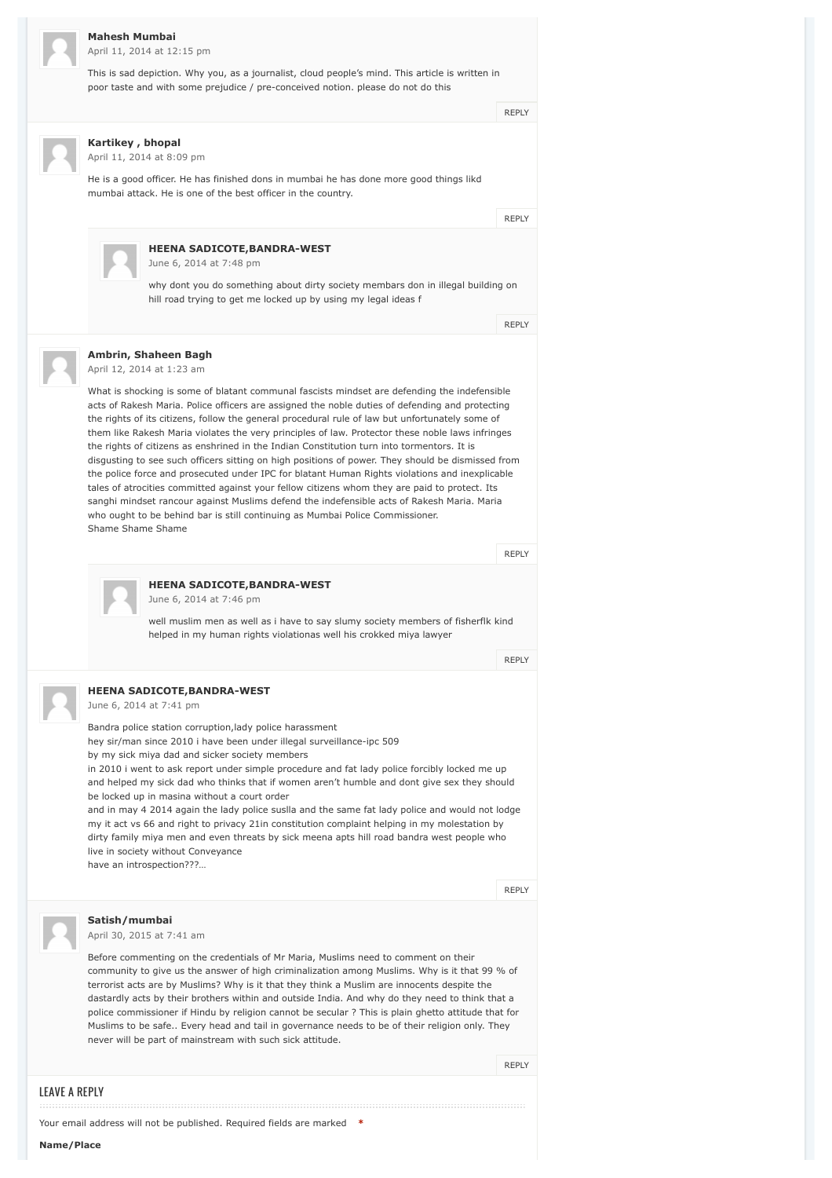**Mahesh Mumbai**
April 11, 2014 at 12:15 pm

This is sad depiction. Why you, as a journalist, cloud people's mind. This article is written in poor taste and with some prejudice / pre-conceived notion. please do not do this

REPLY

**Kartikey , bhopal**
April 11, 2014 at 8:09 pm

He is a good officer. He has finished dons in mumbai he has done more good things likd mumbai attack. He is one of the best officer in the country.

REPLY

**HEENA SADICOTE,BANDRA-WEST**
June 6, 2014 at 7:48 pm

why dont you do something about dirty society membars don in illegal building on hill road trying to get me locked up by using my legal ideas f

REPLY

**Ambrin, Shaheen Bagh**
April 12, 2014 at 1:23 am

What is shocking is some of blatant communal fascists mindset are defending the indefensible acts of Rakesh Maria. Police officers are assigned the noble duties of defending and protecting the rights of its citizens, follow the general procedural rule of law but unfortunately some of them like Rakesh Maria violates the very principles of law. Protector these noble laws infringes the rights of citizens as enshrined in the Indian Constitution turn into tormentors. It is disgusting to see such officers sitting on high positions of power. They should be dismissed from the police force and prosecuted under IPC for blatant Human Rights violations and inexplicable tales of atrocities committed against your fellow citizens whom they are paid to protect. Its sanghi mindset rancour against Muslims defend the indefensible acts of Rakesh Maria. Maria who ought to be behind bar is still continuing as Mumbai Police Commissioner.
Shame Shame Shame

REPLY

**HEENA SADICOTE,BANDRA-WEST**
June 6, 2014 at 7:46 pm

well muslim men as well as i have to say slumy society members of fisherflk kind helped in my human rights violationas well his crokked miya lawyer

REPLY

**HEENA SADICOTE,BANDRA-WEST**
June 6, 2014 at 7:41 pm

Bandra police station corruption,lady police harassment
hey sir/man since 2010 i have been under illegal surveillance-ipc 509
by my sick miya dad and sicker society members
in 2010 i went to ask report under simple procedure and fat lady police forcibly locked me up and helped my sick dad who thinks that if women aren't humble and dont give sex they should be locked up in masina without a court order
and in may 4 2014 again the lady police suslla and the same fat lady police and would not lodge my it act vs 66 and right to privacy 21in constitution complaint helping in my molestation by dirty family miya men and even threats by sick meena apts hill road bandra west people who live in society without Conveyance
have an introspection???…

REPLY

**Satish/mumbai**
April 30, 2015 at 7:41 am

Before commenting on the credentials of Mr Maria, Muslims need to comment on their community to give us the answer of high criminalization among Muslims. Why is it that 99 % of terrorist acts are by Muslims? Why is it that they think a Muslim are innocents despite the dastardly acts by their brothers within and outside India. And why do they need to think that a police commissioner if Hindu by religion cannot be secular ? This is plain ghetto attitude that for Muslims to be safe.. Every head and tail in governance needs to be of their religion only. They never will be part of mainstream with such sick attitude.

REPLY

## LEAVE A REPLY

Your email address will not be published. Required fields are marked *

**Name/Place**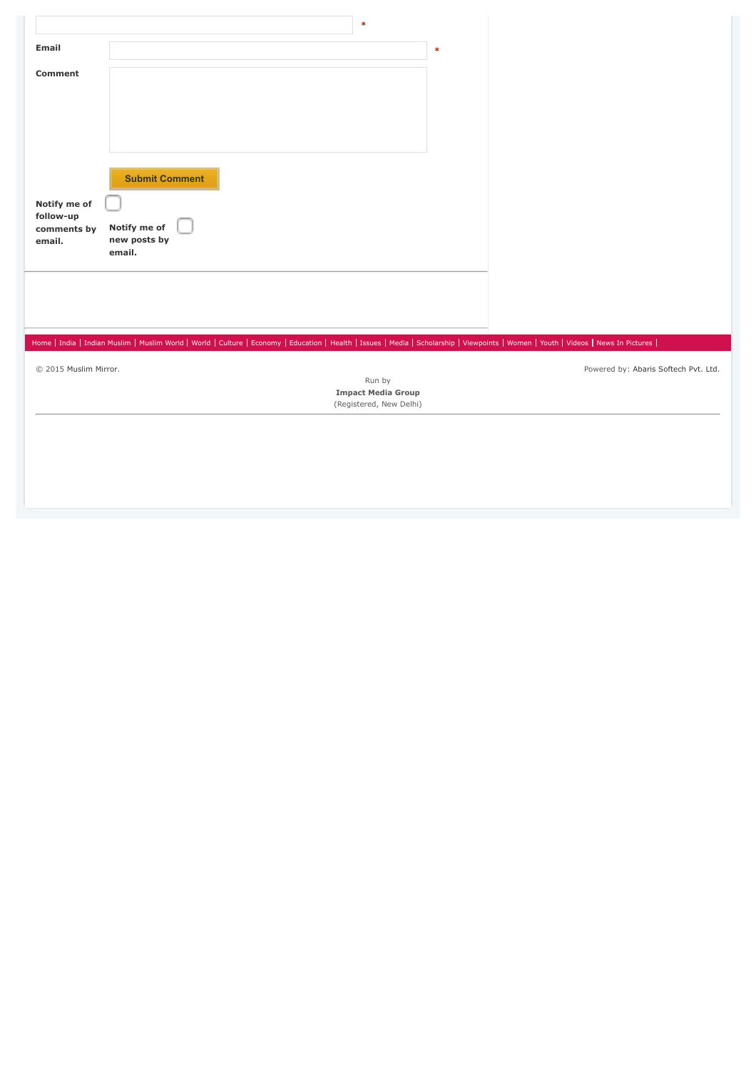*

Email *

Comment

Submit Comment

Notify me of follow-up comments by email.

Notify me of new posts by email.

Home | India | Indian Muslim | Muslim World | World | Culture | Economy | Education | Health | Issues | Media | Scholarship | Viewpoints | Women | Youth | Videos | News In Pictures |

© 2015 Muslim Mirror.

Powered by: Abaris Softech Pvt. Ltd.

Run by

**Impact Media Group**

(Registered, New Delhi)